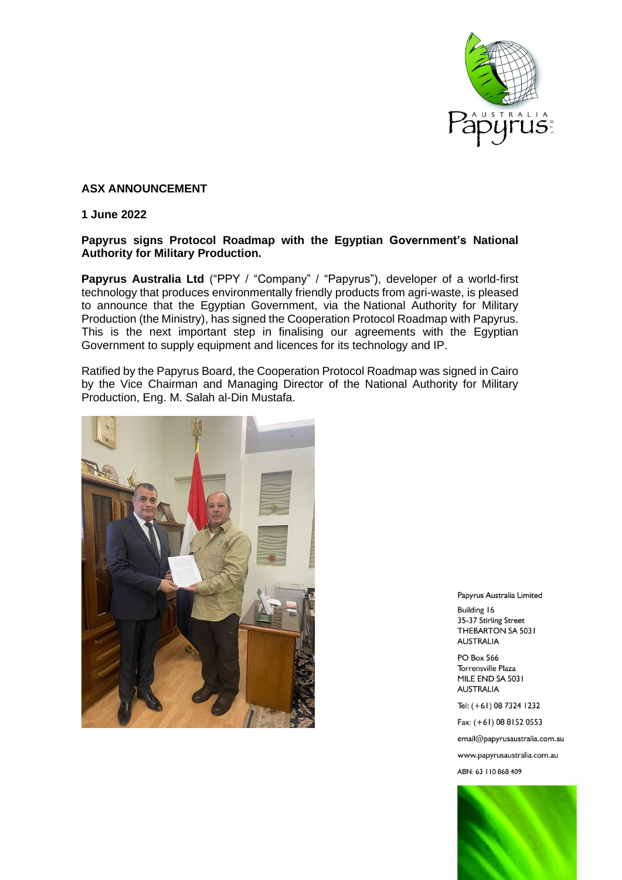**ASX ANNOUNCEMENT**

**1 June 2022**

**Papyrus signs Protocol Roadmap with the Egyptian Government's National Authority for Military Production.**

**Papyrus Australia Ltd** ("PPY / "Company" / "Papyrus"), developer of a world-first technology that produces environmentally friendly products from agri-waste, is pleased to announce that the Egyptian Government, via the National Authority for Military Production (the Ministry), has signed the Cooperation Protocol Roadmap with Papyrus. This is the next important step in finalising our agreements with the Egyptian Government to supply equipment and licences for its technology and IP.

Ratified by the Papyrus Board, the Cooperation Protocol Roadmap was signed in Cairo by the Vice Chairman and Managing Director of the National Authority for Military Production, Eng. M. Salah al-Din Mustafa.

Papyrus Australia Limited

Building 16
35-37 Stirling Street
THEBARTON SA 5031
AUSTRALIA

PO Box 566
Torrensville Plaza
MILE END SA 5031
AUSTRALIA

Tel: (+61) 08 7324 1232

Fax: (+61) 08 8152 0553

email@papyrusaustralia.com.au

www.papyrusaustralia.com.au

ABN: 63 110 868 409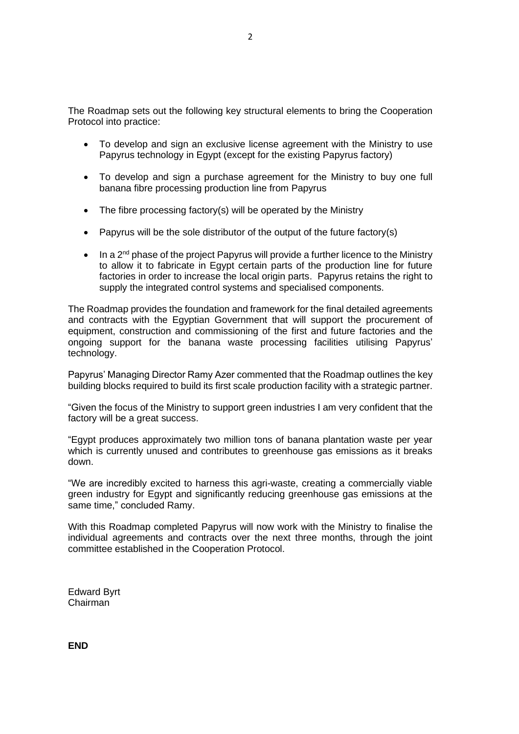The Roadmap sets out the following key structural elements to bring the Cooperation Protocol into practice:

- To develop and sign an exclusive license agreement with the Ministry to use Papyrus technology in Egypt (except for the existing Papyrus factory)
- To develop and sign a purchase agreement for the Ministry to buy one full banana fibre processing production line from Papyrus
- The fibre processing factory(s) will be operated by the Ministry
- Papyrus will be the sole distributor of the output of the future factory(s)
- In a 2nd phase of the project Papyrus will provide a further licence to the Ministry to allow it to fabricate in Egypt certain parts of the production line for future factories in order to increase the local origin parts. Papyrus retains the right to supply the integrated control systems and specialised components.

The Roadmap provides the foundation and framework for the final detailed agreements and contracts with the Egyptian Government that will support the procurement of equipment, construction and commissioning of the first and future factories and the ongoing support for the banana waste processing facilities utilising Papyrus' technology.

Papyrus' Managing Director Ramy Azer commented that the Roadmap outlines the key building blocks required to build its first scale production facility with a strategic partner.

"Given the focus of the Ministry to support green industries I am very confident that the factory will be a great success.

"Egypt produces approximately two million tons of banana plantation waste per year which is currently unused and contributes to greenhouse gas emissions as it breaks down.

"We are incredibly excited to harness this agri-waste, creating a commercially viable green industry for Egypt and significantly reducing greenhouse gas emissions at the same time," concluded Ramy.

With this Roadmap completed Papyrus will now work with the Ministry to finalise the individual agreements and contracts over the next three months, through the joint committee established in the Cooperation Protocol.

Edward Byrt
Chairman

**END**